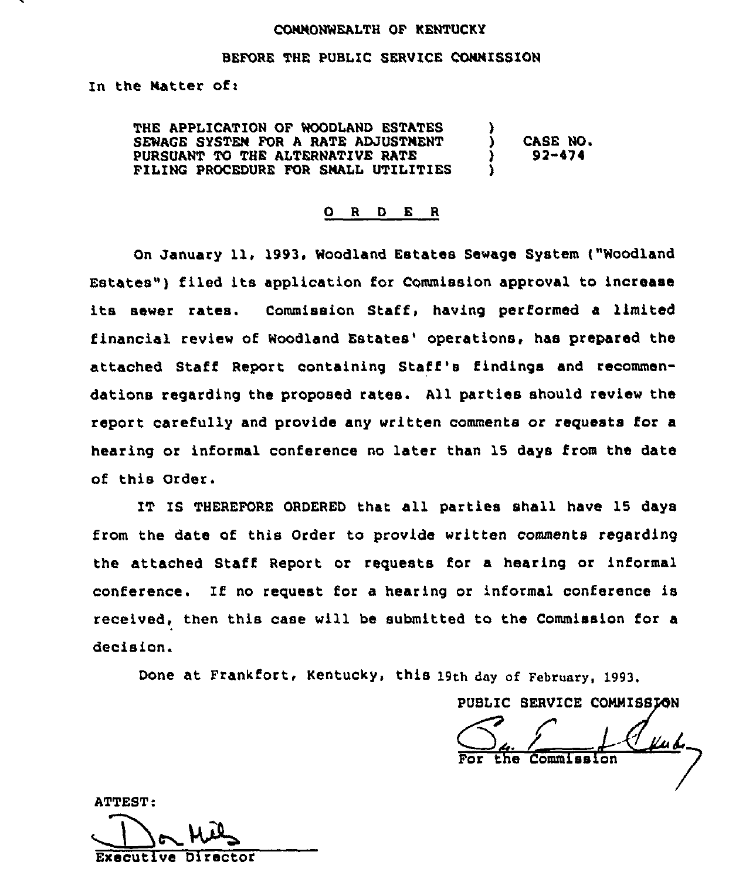COMMONWEALTH OF KENTUCKY

BEFORE THE PUBLIC SERVICE COMMISSION

In the Matter of:

| | | |
|---|---|---|
| THE APPLICATION OF WOODLAND ESTATES SEWAGE SYSTEM FOR A RATE ADJUSTMENT PURSUANT TO THE ALTERNATIVE RATE FILING PROCEDURE FOR SMALL UTILITIES | ) | CASE NO. 92-474 |

# O R D E R

On January 11, 1993, Woodland Estates Sewage System ("Woodland Estates") filed its application for Commission approval to increase its sewer rates. Commission Staff, having performed a limited financial review of Woodland Estates' operations, has prepared the attached Staff Report containing Staff's findings and recommendations regarding the proposed rates. All parties should review the report carefully and provide any written comments or requests for a hearing or informal conference no later than 15 days from the date of this Order.

IT IS THEREFORE ORDERED that all parties shall have 15 days from the date of this Order to provide written comments regarding the attached Staff Report or requests for a hearing or informal conference. If no request for a hearing or informal conference is received, then this case will be submitted to the Commission for a decision.

Done at Frankfort, Kentucky, this 19th day of February, 1993.

PUBLIC SERVICE COMMISSION

For the Commission

ATTEST:

Executive Director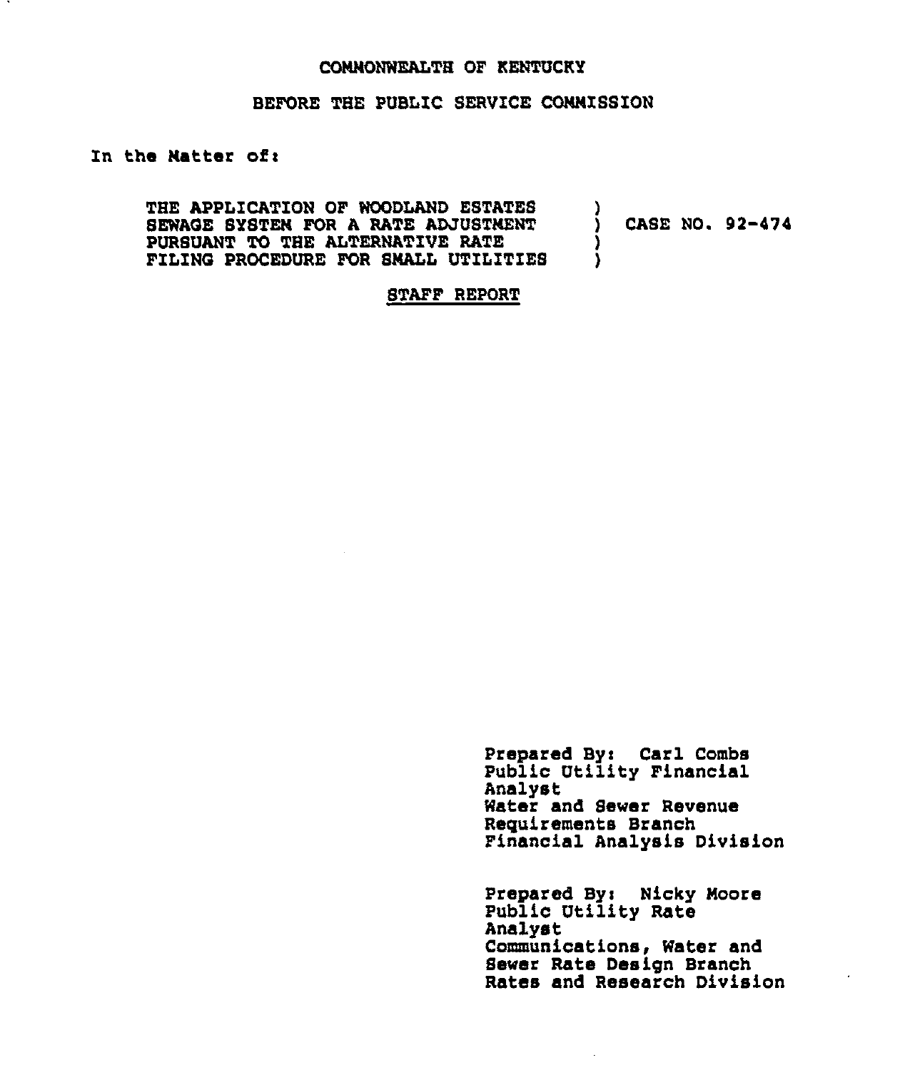COMMONWEALTH OF KENTUCKY

BEFORE THE PUBLIC SERVICE COMMISSION

In the Matter of:

| | | |
|---|---|---|
| THE APPLICATION OF WOODLAND ESTATES SEWAGE SYSTEM FOR A RATE ADJUSTMENT PURSUANT TO THE ALTERNATIVE RATE FILING PROCEDURE FOR SMALL UTILITIES | ) ) ) ) | CASE NO. 92-474 |

STAFF REPORT

Prepared By: Carl Combs
Public Utility Financial Analyst
Water and Sewer Revenue Requirements Branch
Financial Analysis Division

Prepared By: Nicky Moore
Public Utility Rate Analyst
Communications, Water and Sewer Rate Design Branch
Rates and Research Division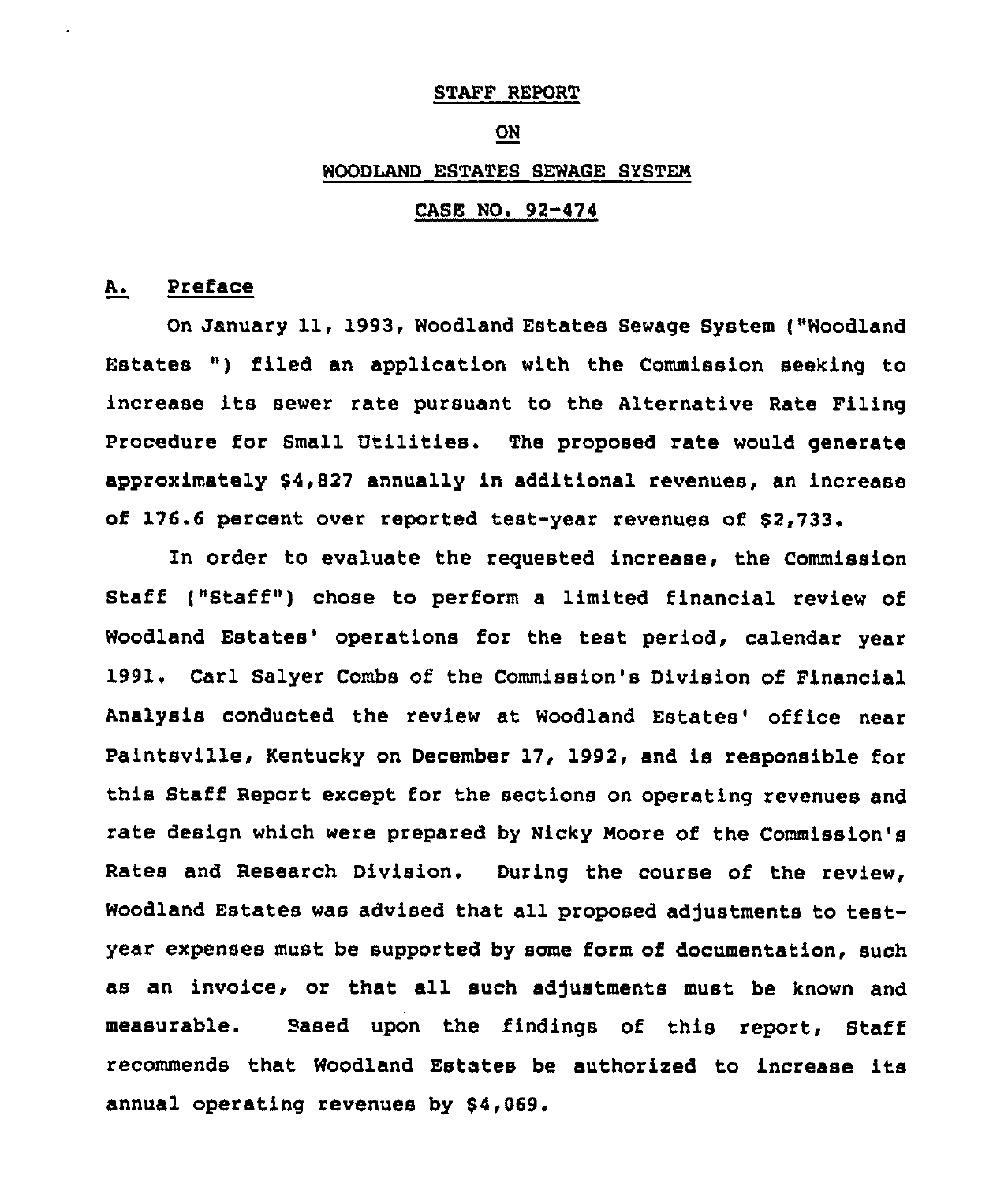STAFF REPORT

ON

WOODLAND ESTATES SEWAGE SYSTEM

CASE NO. 92-474

## A. Preface

On January 11, 1993, Woodland Estates Sewage System ("Woodland Estates ") filed an application with the Commission seeking to increase its sewer rate pursuant to the Alternative Rate Filing Procedure for Small Utilities. The proposed rate would generate approximately $4,827 annually in additional revenues, an increase of 176.6 percent over reported test-year revenues of $2,733.

In order to evaluate the requested increase, the Commission Staff ("Staff") chose to perform a limited financial review of Woodland Estates' operations for the test period, calendar year 1991. Carl Salyer Combs of the Commission's Division of Financial Analysis conducted the review at Woodland Estates' office near Paintsville, Kentucky on December 17, 1992, and is responsible for this Staff Report except for the sections on operating revenues and rate design which were prepared by Nicky Moore of the Commission's Rates and Research Division. During the course of the review, Woodland Estates was advised that all proposed adjustments to test-year expenses must be supported by some form of documentation, such as an invoice, or that all such adjustments must be known and measurable. Based upon the findings of this report, Staff recommends that Woodland Estates be authorized to increase its annual operating revenues by $4,069.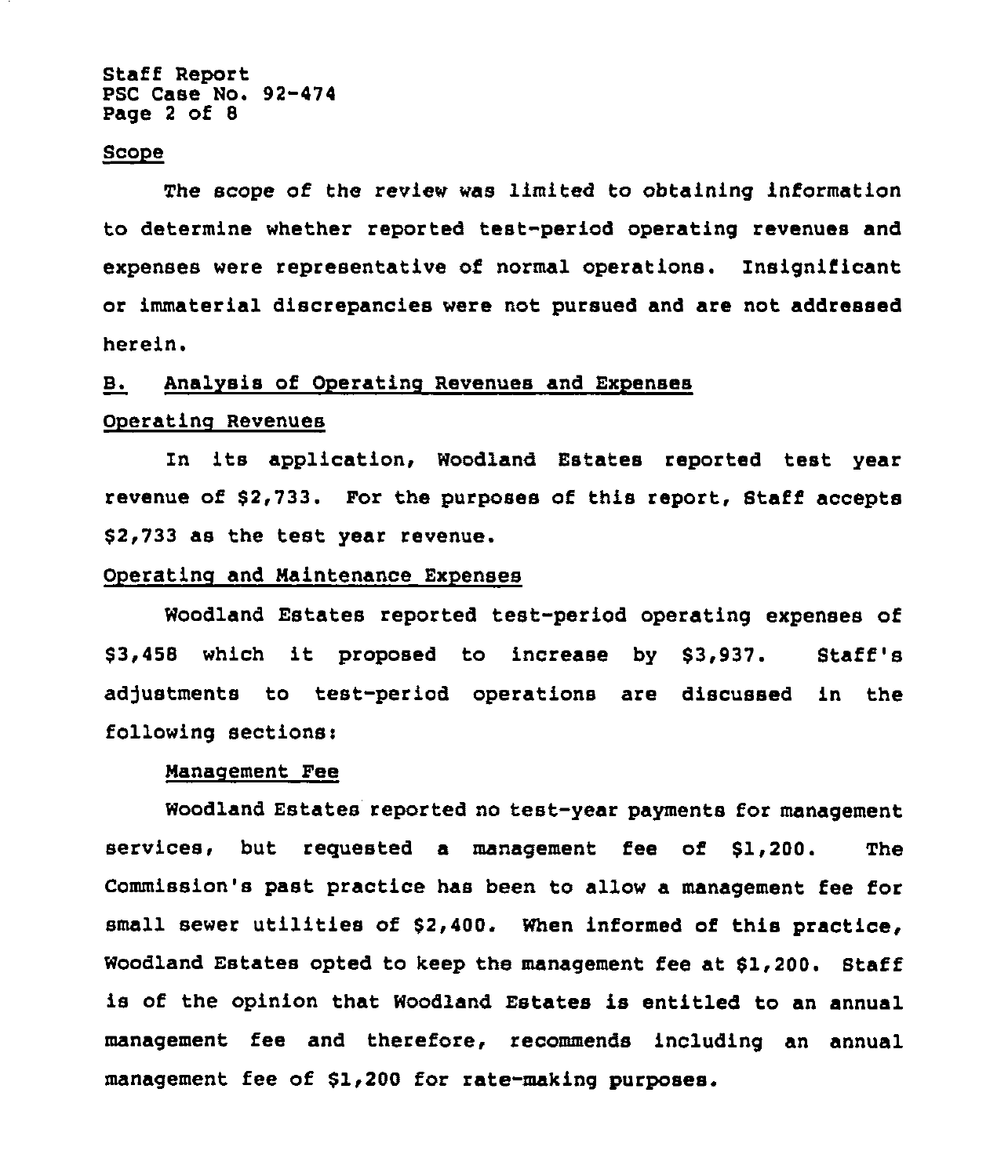### Scope

The scope of the review was limited to obtaining information to determine whether reported test-period operating revenues and expenses were representative of normal operations. Insignificant or immaterial discrepancies were not pursued and are not addressed herein.

## B. Analysis of Operating Revenues and Expenses

### Operating Revenues

In its application, Woodland Estates reported test year revenue of $2,733. For the purposes of this report, Staff accepts $2,733 as the test year revenue.

### Operating and Maintenance Expenses

Woodland Estates reported test-period operating expenses of $3,458 which it proposed to increase by $3,937. Staff's adjustments to test-period operations are discussed in the following sections:

#### Management Fee

Woodland Estates reported no test-year payments for management services, but requested a management fee of $1,200. The Commission's past practice has been to allow a management fee for small sewer utilities of $2,400. When informed of this practice, Woodland Estates opted to keep the management fee at $1,200. Staff is of the opinion that Woodland Estates is entitled to an annual management fee and therefore, recommends including an annual management fee of $1,200 for rate-making purposes.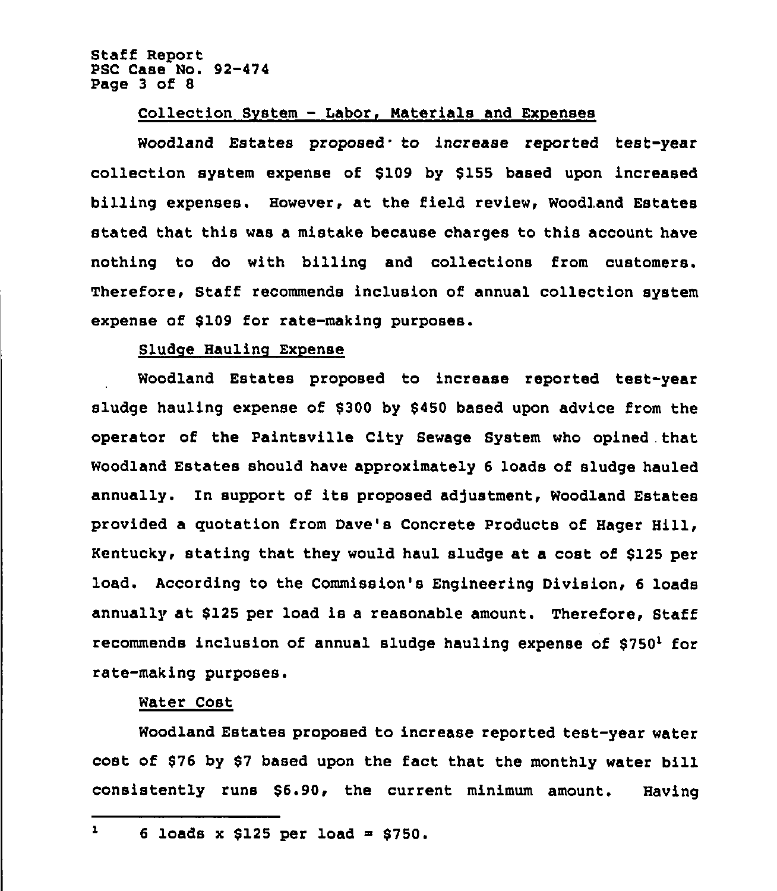Collection System - Labor, Materials and Expenses

Woodland Estates proposed to increase reported test-year collection system expense of $109 by $155 based upon increased billing expenses. However, at the field review, Woodland Estates stated that this was a mistake because charges to this account have nothing to do with billing and collections from customers. Therefore, Staff recommends inclusion of annual collection system expense of $109 for rate-making purposes.

Sludge Hauling Expense

Woodland Estates proposed to increase reported test-year sludge hauling expense of $300 by $450 based upon advice from the operator of the Paintsville City Sewage System who opined that Woodland Estates should have approximately 6 loads of sludge hauled annually. In support of its proposed adjustment, Woodland Estates provided a quotation from Dave's Concrete Products of Hager Hill, Kentucky, stating that they would haul sludge at a cost of $125 per load. According to the Commission's Engineering Division, 6 loads annually at $125 per load is a reasonable amount. Therefore, Staff recommends inclusion of annual sludge hauling expense of $750[1] for rate-making purposes.

Water Cost

Woodland Estates proposed to increase reported test-year water cost of $76 by $7 based upon the fact that the monthly water bill consistently runs $6.90, the current minimum amount. Having

---

[1] 6 loads x $125 per load = $750.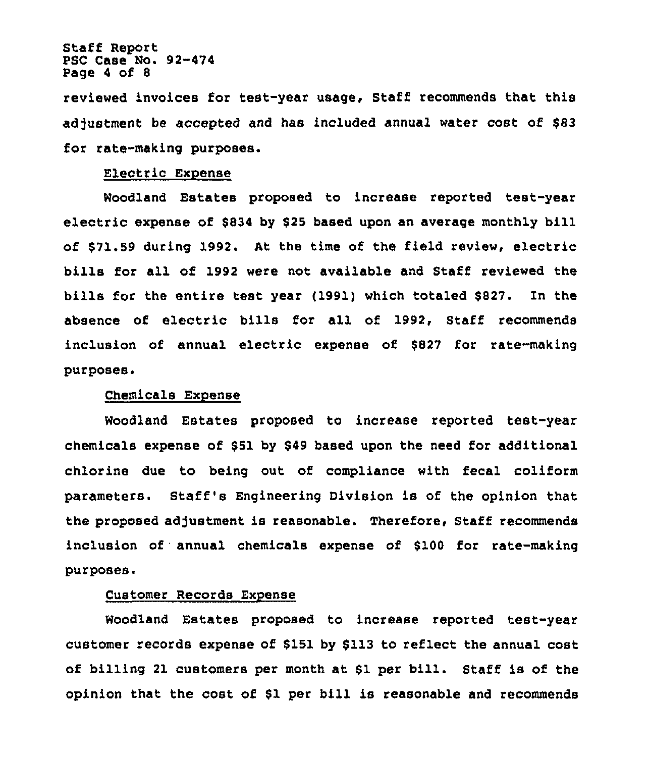reviewed invoices for test-year usage, Staff recommends that this adjustment be accepted and has included annual water cost of $83 for rate-making purposes.

Electric Expense

Woodland Estates proposed to increase reported test-year electric expense of $834 by $25 based upon an average monthly bill of $71.59 during 1992. At the time of the field review, electric bills for all of 1992 were not available and Staff reviewed the bills for the entire test year (1991) which totaled $827. In the absence of electric bills for all of 1992, Staff recommends inclusion of annual electric expense of $827 for rate-making purposes.

Chemicals Expense

Woodland Estates proposed to increase reported test-year chemicals expense of $51 by $49 based upon the need for additional chlorine due to being out of compliance with fecal coliform parameters. Staff's Engineering Division is of the opinion that the proposed adjustment is reasonable. Therefore, Staff recommends inclusion of annual chemicals expense of $100 for rate-making purposes.

Customer Records Expense

Woodland Estates proposed to increase reported test-year customer records expense of $151 by $113 to reflect the annual cost of billing 21 customers per month at $1 per bill. Staff is of the opinion that the cost of $1 per bill is reasonable and recommends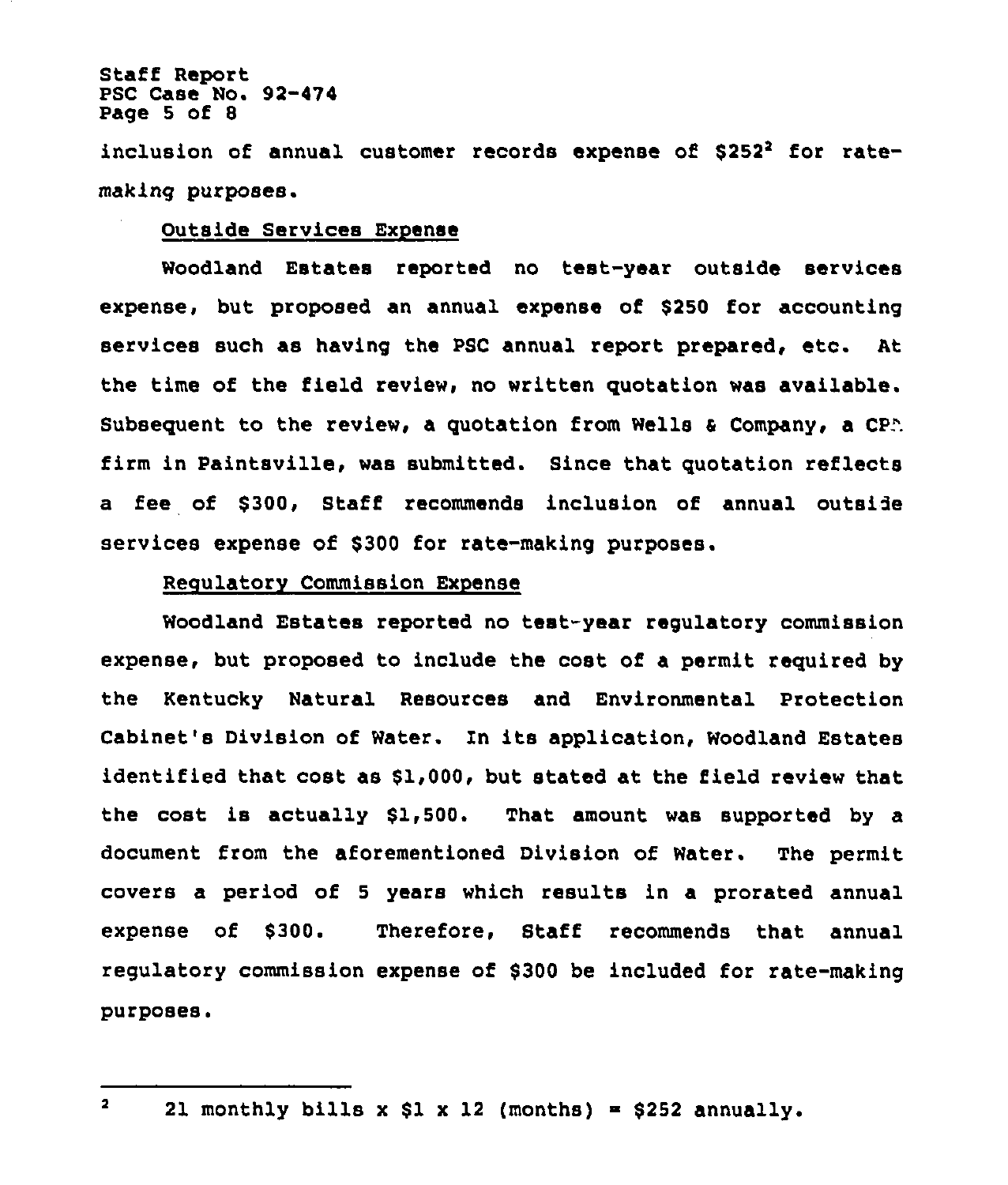inclusion of annual customer records expense of $252[2] for rate-making purposes.

Outside Services Expense

Woodland Estates reported no test-year outside services expense, but proposed an annual expense of $250 for accounting services such as having the PSC annual report prepared, etc. At the time of the field review, no written quotation was available. Subsequent to the review, a quotation from Wells & Company, a CPA firm in Paintsville, was submitted. Since that quotation reflects a fee of $300, Staff recommends inclusion of annual outside services expense of $300 for rate-making purposes.

Regulatory Commission Expense

Woodland Estates reported no test-year regulatory commission expense, but proposed to include the cost of a permit required by the Kentucky Natural Resources and Environmental Protection Cabinet's Division of Water. In its application, Woodland Estates identified that cost as $1,000, but stated at the field review that the cost is actually $1,500. That amount was supported by a document from the aforementioned Division of Water. The permit covers a period of 5 years which results in a prorated annual expense of $300. Therefore, Staff recommends that annual regulatory commission expense of $300 be included for rate-making purposes.

---

[2] 21 monthly bills x $1 x 12 (months) = $252 annually.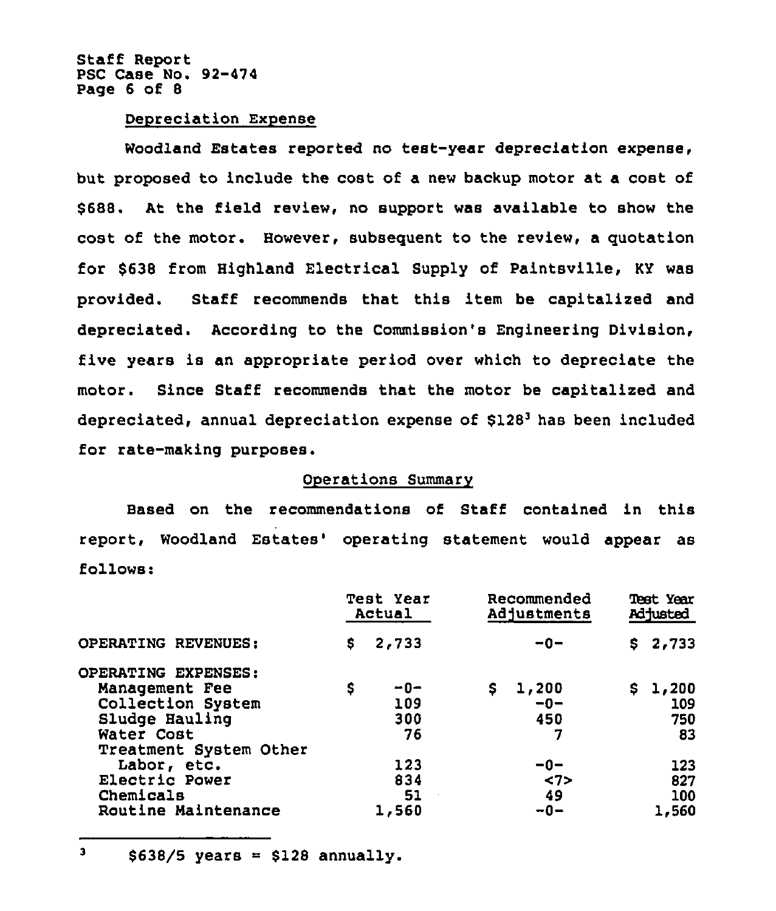## Depreciation Expense

Woodland Estates reported no test-year depreciation expense, but proposed to include the cost of a new backup motor at a cost of $688. At the field review, no support was available to show the cost of the motor. However, subsequent to the review, a quotation for $638 from Highland Electrical Supply of Paintsville, KY was provided. Staff recommends that this item be capitalized and depreciated. According to the Commission's Engineering Division, five years is an appropriate period over which to depreciate the motor. Since Staff recommends that the motor be capitalized and depreciated, annual depreciation expense of $128[3] has been included for rate-making purposes.

## Operations Summary

Based on the recommendations of Staff contained in this report, Woodland Estates' operating statement would appear as follows:

| | Test Year Actual | Recommended Adjustments | Test Year Adjusted |
|---|---|---|---|
| OPERATING REVENUES: | $ 2,733 | -0- | $ 2,733 |
| OPERATING EXPENSES: | | | |
| Management Fee | $ -0- | $ 1,200 | $ 1,200 |
| Collection System | 109 | -0- | 109 |
| Sludge Hauling | 300 | 450 | 750 |
| Water Cost | 76 | 7 | 83 |
| Treatment System Other Labor, etc. | 123 | -0- | 123 |
| Electric Power | 834 | <7> | 827 |
| Chemicals | 51 | 49 | 100 |
| Routine Maintenance | 1,560 | -0- | 1,560 |

---

[3] $638/5 years = $128 annually.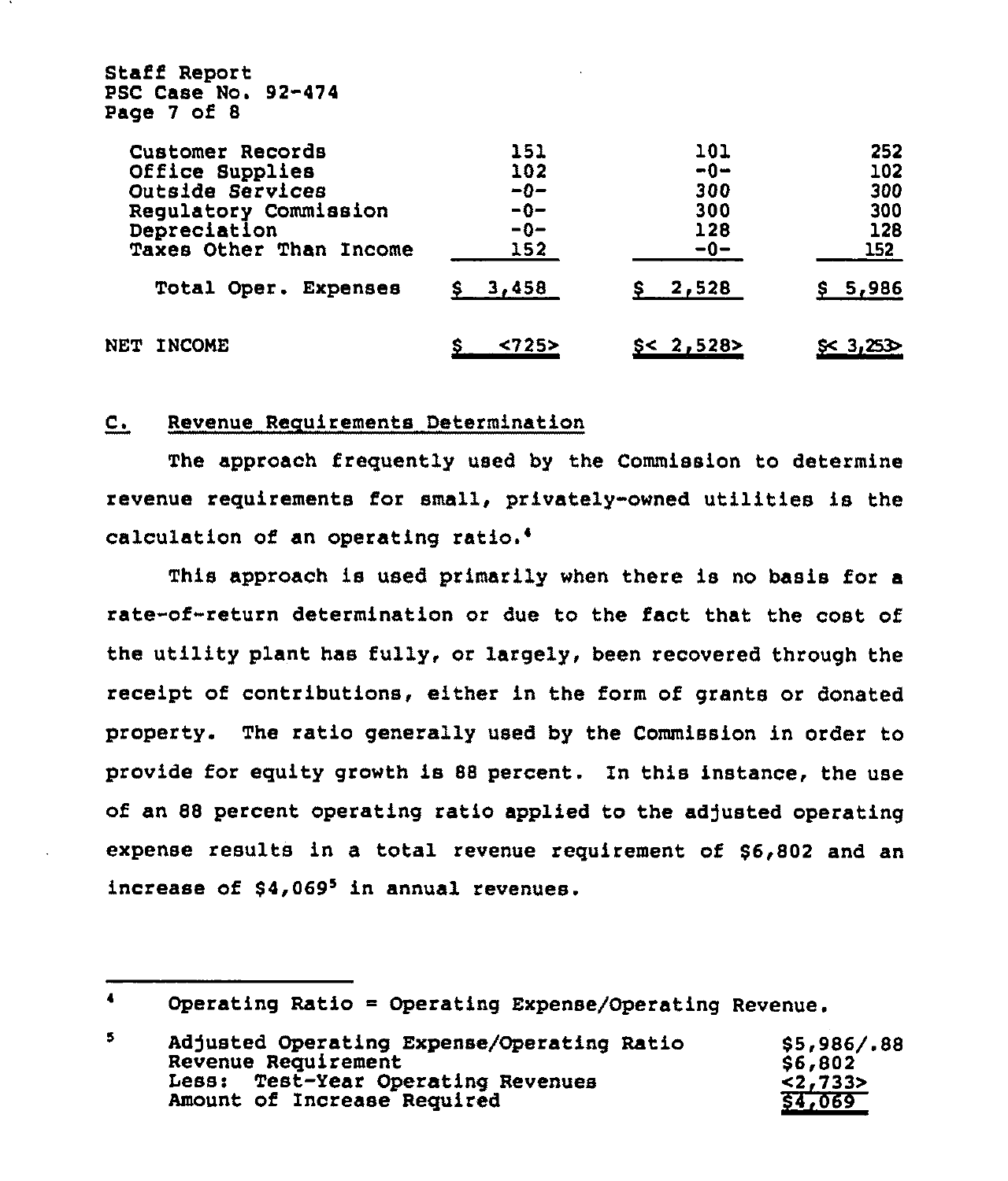| | | | |
|---|---|---|---|
| Customer Records | 151 | 101 | 252 |
| Office Supplies | 102 | -0- | 102 |
| Outside Services | -0- | 300 | 300 |
| Regulatory Commission | -0- | 300 | 300 |
| Depreciation | -0- | 128 | 128 |
| Taxes Other Than Income | 152 | -0- | 152 |
| Total Oper. Expenses | $ 3,458 | $ 2,528 | $ 5,986 |
| NET INCOME | $ <725> | $< 2,528> | $< 3,253> |

C. Revenue Requirements Determination

The approach frequently used by the Commission to determine revenue requirements for small, privately-owned utilities is the calculation of an operating ratio.[4]

This approach is used primarily when there is no basis for a rate-of-return determination or due to the fact that the cost of the utility plant has fully, or largely, been recovered through the receipt of contributions, either in the form of grants or donated property. The ratio generally used by the Commission in order to provide for equity growth is 88 percent. In this instance, the use of an 88 percent operating ratio applied to the adjusted operating expense results in a total revenue requirement of $6,802 and an increase of $4,069[5] in annual revenues.

---

[4] Operating Ratio = Operating Expense/Operating Revenue.

[5]

| | |
|---|---|
| Adjusted Operating Expense/Operating Ratio | $5,986/.88 |
| Revenue Requirement | $6,802 |
| Less: Test-Year Operating Revenues | <2,733> |
| Amount of Increase Required | $4,069 |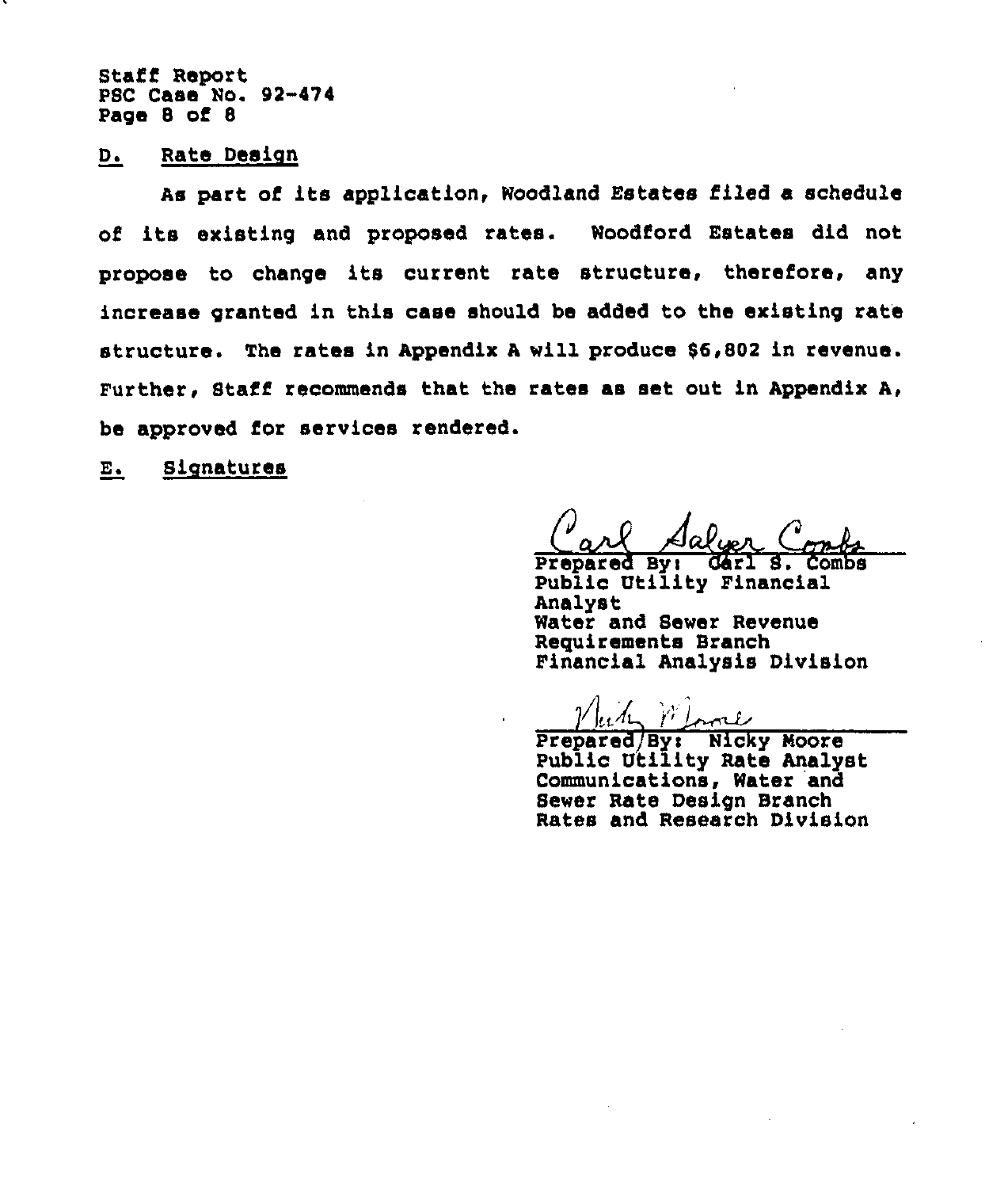## D. Rate Design

As part of its application, Woodland Estates filed a schedule of its existing and proposed rates. Woodford Estates did not propose to change its current rate structure, therefore, any increase granted in this case should be added to the existing rate structure. The rates in Appendix A will produce $6,802 in revenue. Further, Staff recommends that the rates as set out in Appendix A, be approved for services rendered.

## E. Signatures

Carl Salyer Combs

Prepared By: Carl S. Combs
Public Utility Financial Analyst
Water and Sewer Revenue Requirements Branch
Financial Analysis Division

Nicky Moore

Prepared By: Nicky Moore
Public Utility Rate Analyst
Communications, Water and Sewer Rate Design Branch
Rates and Research Division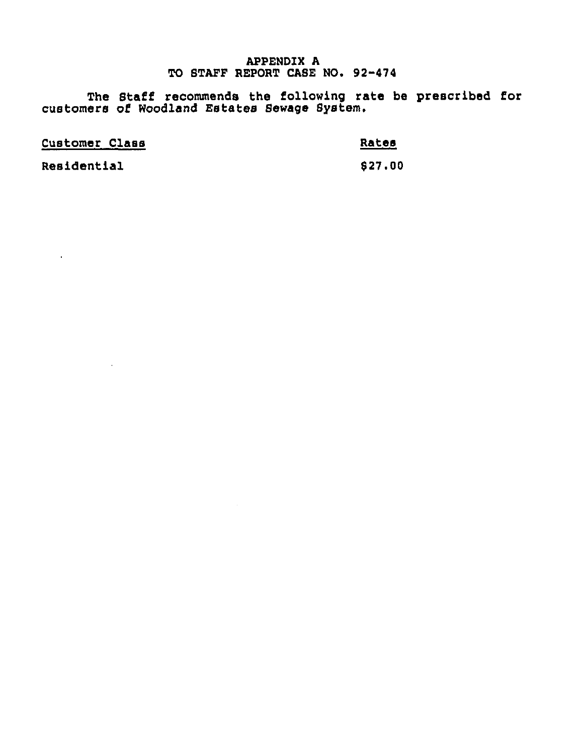# APPENDIX A
# TO STAFF REPORT CASE NO. 92-474

The Staff recommends the following rate be prescribed for customers of Woodland Estates Sewage System.

| Customer Class | Rates |
|---|---|
| Residential | $27.00 |